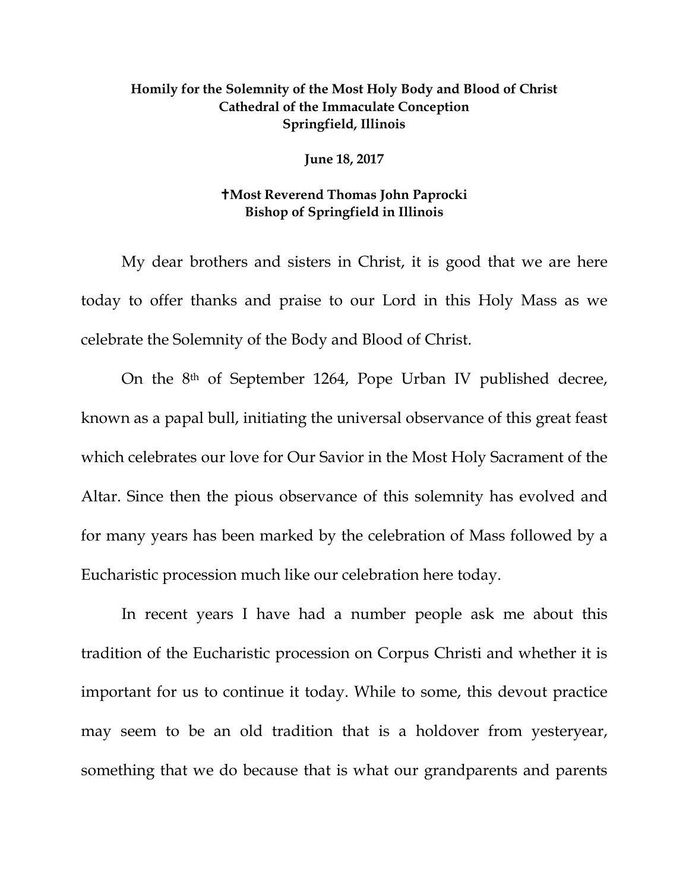**Homily for the Solemnity of the Most Holy Body and Blood of Christ**
**Cathedral of the Immaculate Conception**
**Springfield, Illinois**

**June 18, 2017**

**✝Most Reverend Thomas John Paprocki**
**Bishop of Springfield in Illinois**

My dear brothers and sisters in Christ, it is good that we are here today to offer thanks and praise to our Lord in this Holy Mass as we celebrate the Solemnity of the Body and Blood of Christ.

On the 8th of September 1264, Pope Urban IV published decree, known as a papal bull, initiating the universal observance of this great feast which celebrates our love for Our Savior in the Most Holy Sacrament of the Altar. Since then the pious observance of this solemnity has evolved and for many years has been marked by the celebration of Mass followed by a Eucharistic procession much like our celebration here today.

In recent years I have had a number people ask me about this tradition of the Eucharistic procession on Corpus Christi and whether it is important for us to continue it today. While to some, this devout practice may seem to be an old tradition that is a holdover from yesteryear, something that we do because that is what our grandparents and parents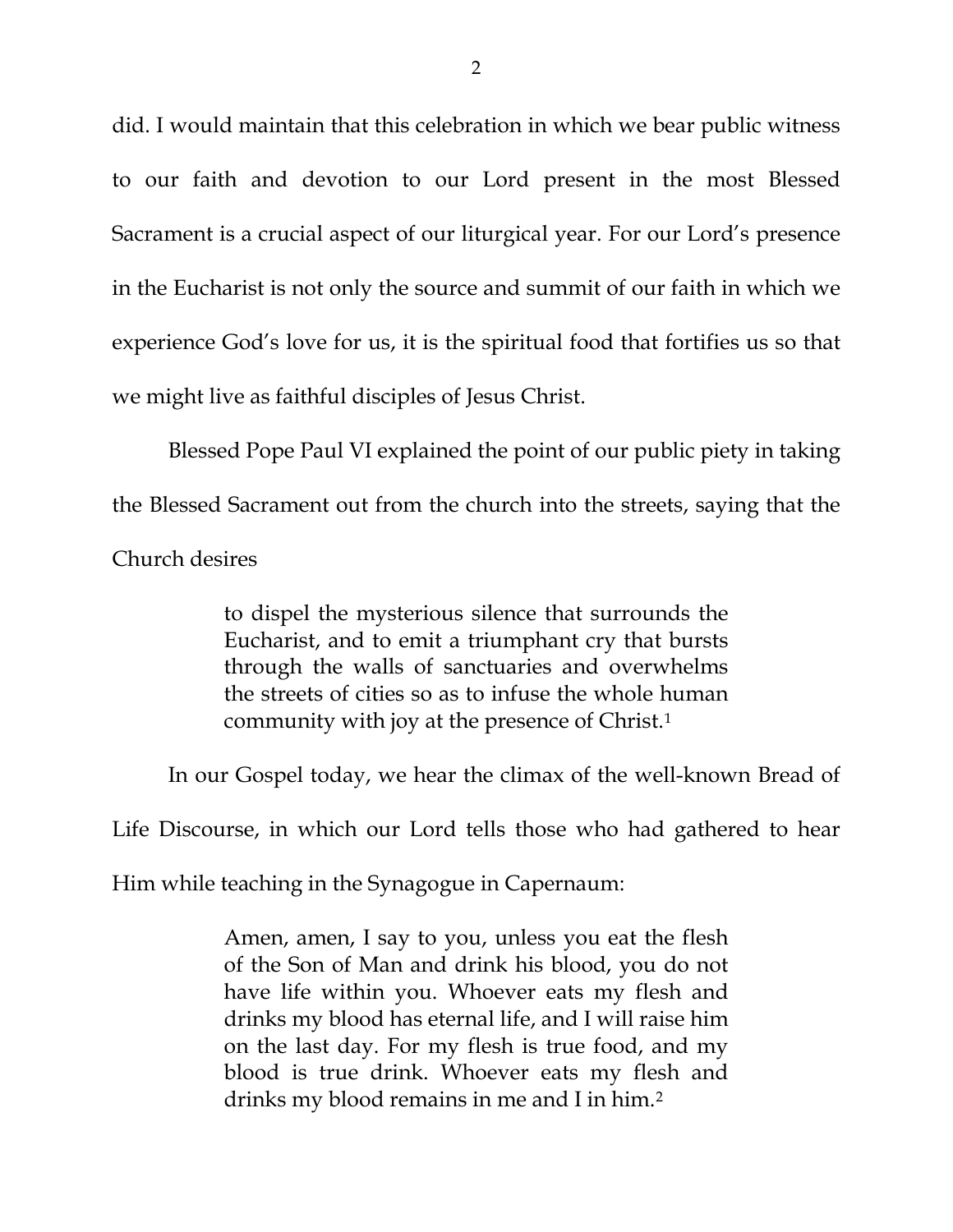did. I would maintain that this celebration in which we bear public witness to our faith and devotion to our Lord present in the most Blessed Sacrament is a crucial aspect of our liturgical year. For our Lord's presence in the Eucharist is not only the source and summit of our faith in which we experience God's love for us, it is the spiritual food that fortifies us so that we might live as faithful disciples of Jesus Christ.

Blessed Pope Paul VI explained the point of our public piety in taking the Blessed Sacrament out from the church into the streets, saying that the Church desires

> to dispel the mysterious silence that surrounds the Eucharist, and to emit a triumphant cry that bursts through the walls of sanctuaries and overwhelms the streets of cities so as to infuse the whole human community with joy at the presence of Christ.[1]

In our Gospel today, we hear the climax of the well-known Bread of Life Discourse, in which our Lord tells those who had gathered to hear Him while teaching in the Synagogue in Capernaum:

> Amen, amen, I say to you, unless you eat the flesh of the Son of Man and drink his blood, you do not have life within you. Whoever eats my flesh and drinks my blood has eternal life, and I will raise him on the last day. For my flesh is true food, and my blood is true drink. Whoever eats my flesh and drinks my blood remains in me and I in him.[2]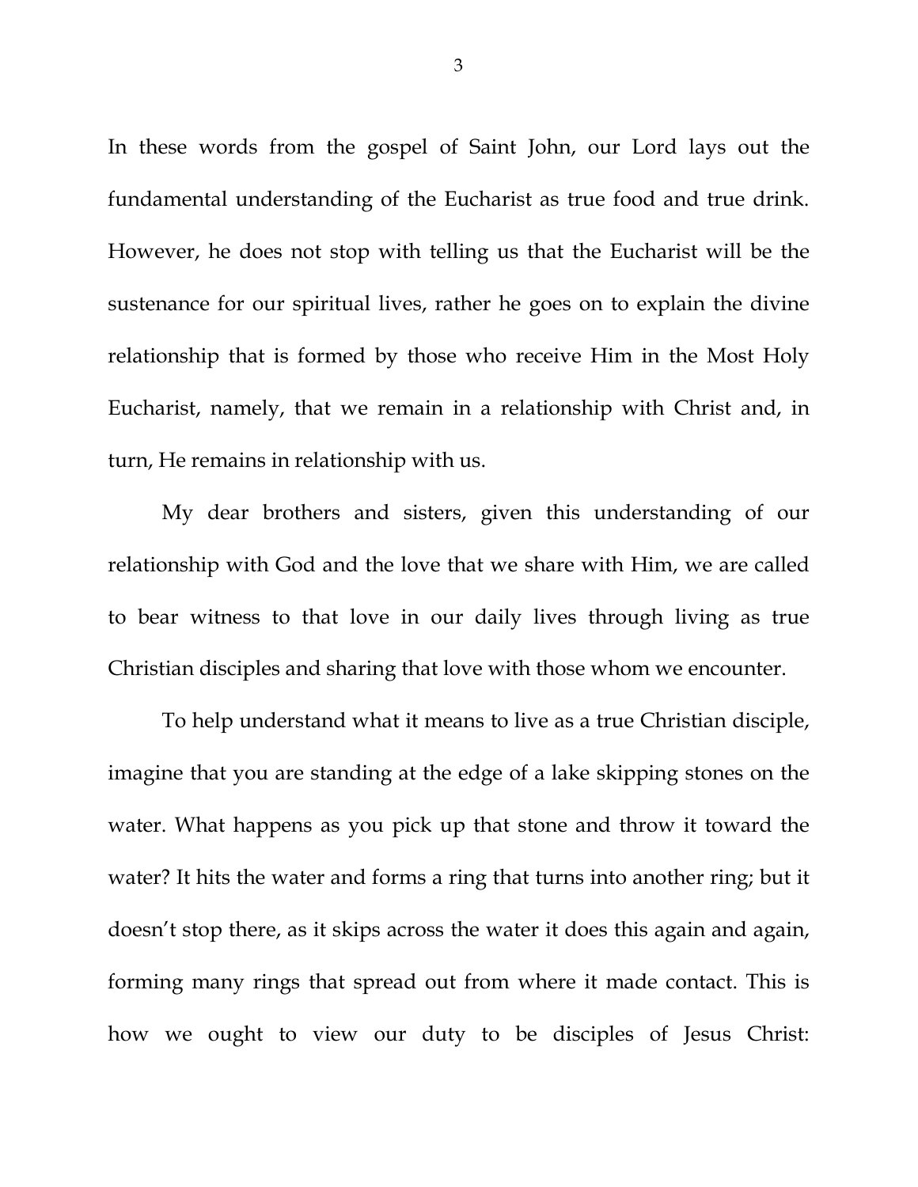In these words from the gospel of Saint John, our Lord lays out the fundamental understanding of the Eucharist as true food and true drink. However, he does not stop with telling us that the Eucharist will be the sustenance for our spiritual lives, rather he goes on to explain the divine relationship that is formed by those who receive Him in the Most Holy Eucharist, namely, that we remain in a relationship with Christ and, in turn, He remains in relationship with us.

My dear brothers and sisters, given this understanding of our relationship with God and the love that we share with Him, we are called to bear witness to that love in our daily lives through living as true Christian disciples and sharing that love with those whom we encounter.

To help understand what it means to live as a true Christian disciple, imagine that you are standing at the edge of a lake skipping stones on the water. What happens as you pick up that stone and throw it toward the water? It hits the water and forms a ring that turns into another ring; but it doesn't stop there, as it skips across the water it does this again and again, forming many rings that spread out from where it made contact. This is how we ought to view our duty to be disciples of Jesus Christ: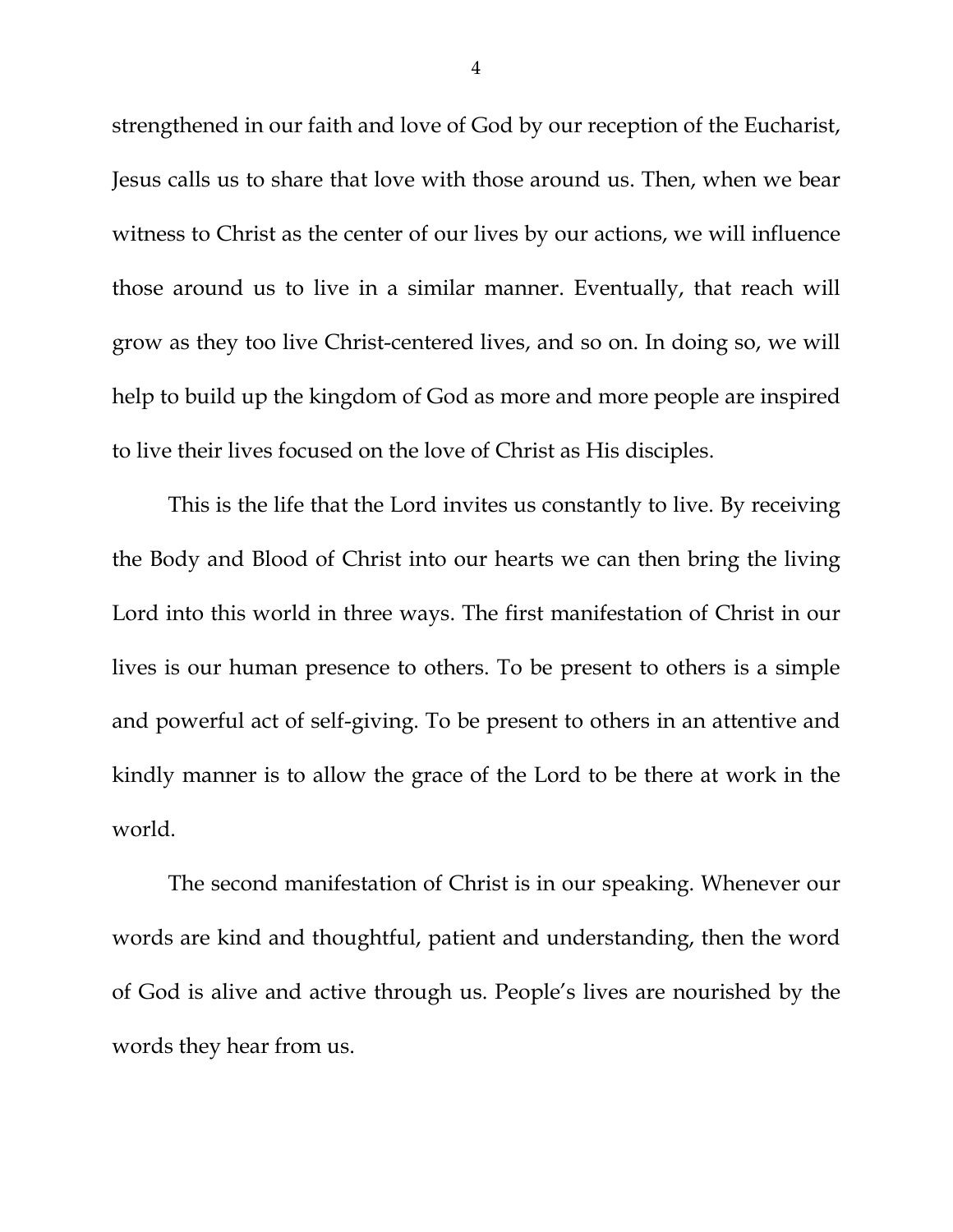strengthened in our faith and love of God by our reception of the Eucharist, Jesus calls us to share that love with those around us. Then, when we bear witness to Christ as the center of our lives by our actions, we will influence those around us to live in a similar manner. Eventually, that reach will grow as they too live Christ-centered lives, and so on. In doing so, we will help to build up the kingdom of God as more and more people are inspired to live their lives focused on the love of Christ as His disciples.

This is the life that the Lord invites us constantly to live. By receiving the Body and Blood of Christ into our hearts we can then bring the living Lord into this world in three ways. The first manifestation of Christ in our lives is our human presence to others. To be present to others is a simple and powerful act of self-giving. To be present to others in an attentive and kindly manner is to allow the grace of the Lord to be there at work in the world.

The second manifestation of Christ is in our speaking. Whenever our words are kind and thoughtful, patient and understanding, then the word of God is alive and active through us. People's lives are nourished by the words they hear from us.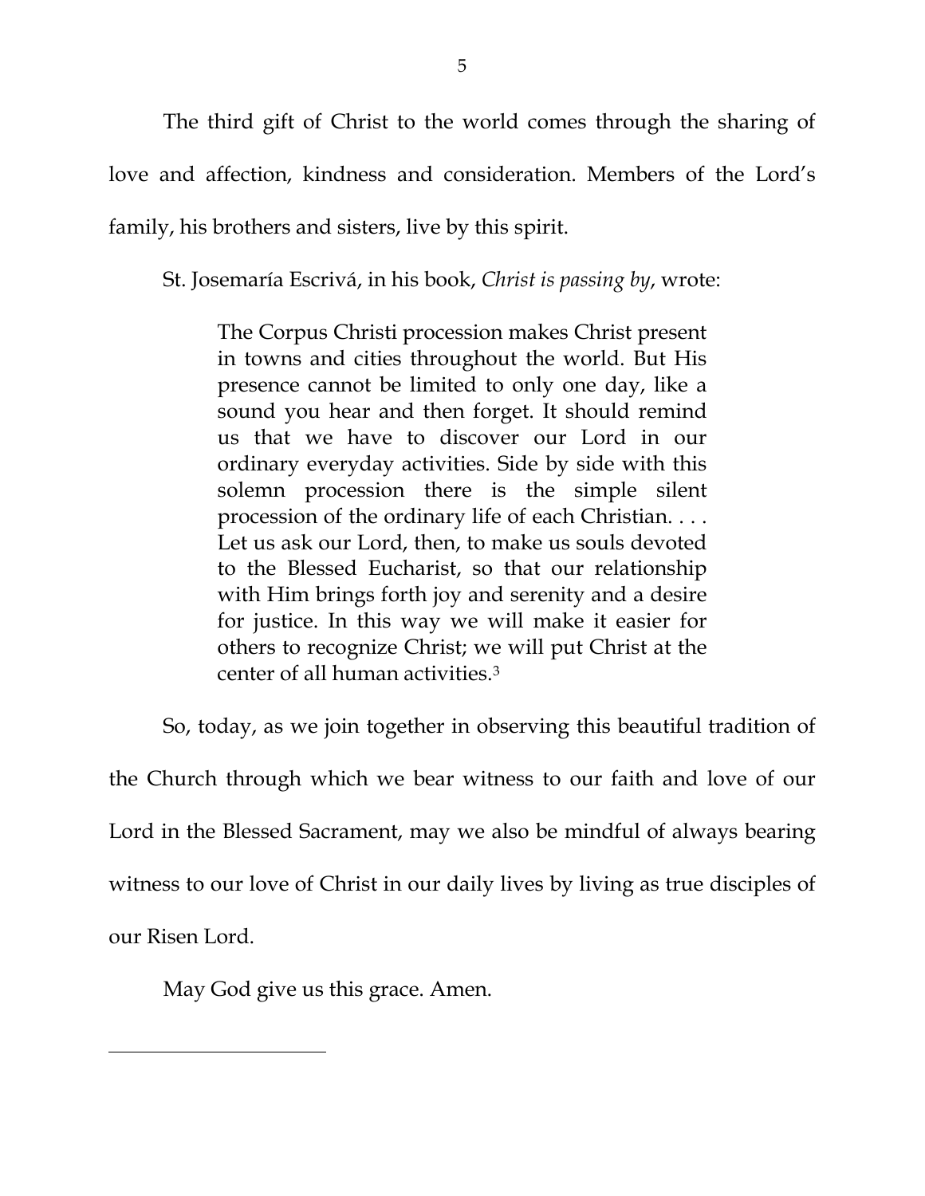The third gift of Christ to the world comes through the sharing of love and affection, kindness and consideration. Members of the Lord's family, his brothers and sisters, live by this spirit.

St. Josemaría Escrivá, in his book, *Christ is passing by*, wrote:

> The Corpus Christi procession makes Christ present in towns and cities throughout the world. But His presence cannot be limited to only one day, like a sound you hear and then forget. It should remind us that we have to discover our Lord in our ordinary everyday activities. Side by side with this solemn procession there is the simple silent procession of the ordinary life of each Christian. . . . Let us ask our Lord, then, to make us souls devoted to the Blessed Eucharist, so that our relationship with Him brings forth joy and serenity and a desire for justice. In this way we will make it easier for others to recognize Christ; we will put Christ at the center of all human activities.[3]

So, today, as we join together in observing this beautiful tradition of the Church through which we bear witness to our faith and love of our Lord in the Blessed Sacrament, may we also be mindful of always bearing witness to our love of Christ in our daily lives by living as true disciples of our Risen Lord.

May God give us this grace. Amen.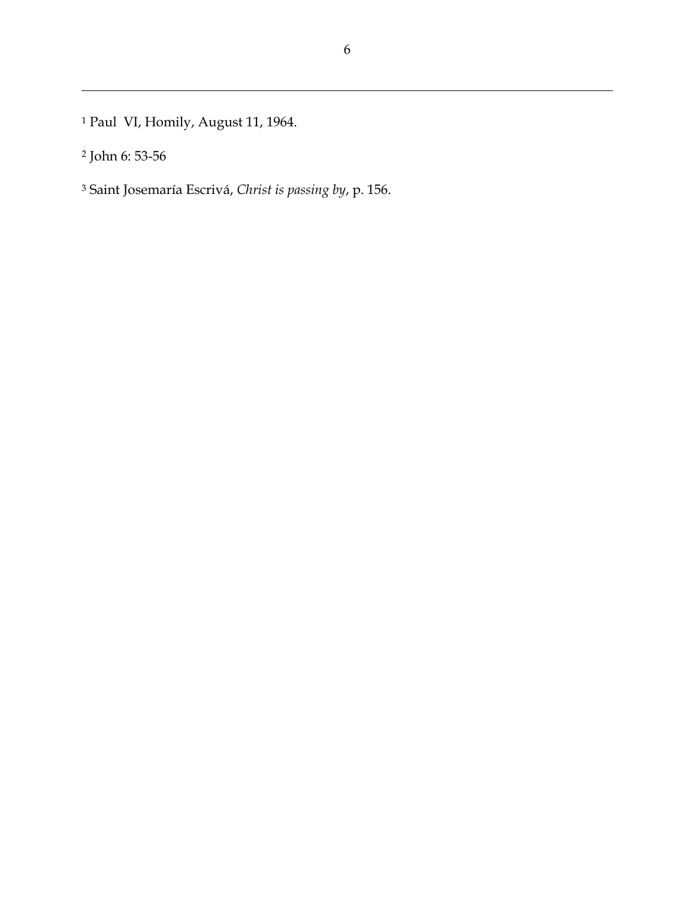[1] Paul VI, Homily, August 11, 1964.

[2] John 6: 53-56

[3] Saint Josemaría Escrivá, *Christ is passing by*, p. 156.